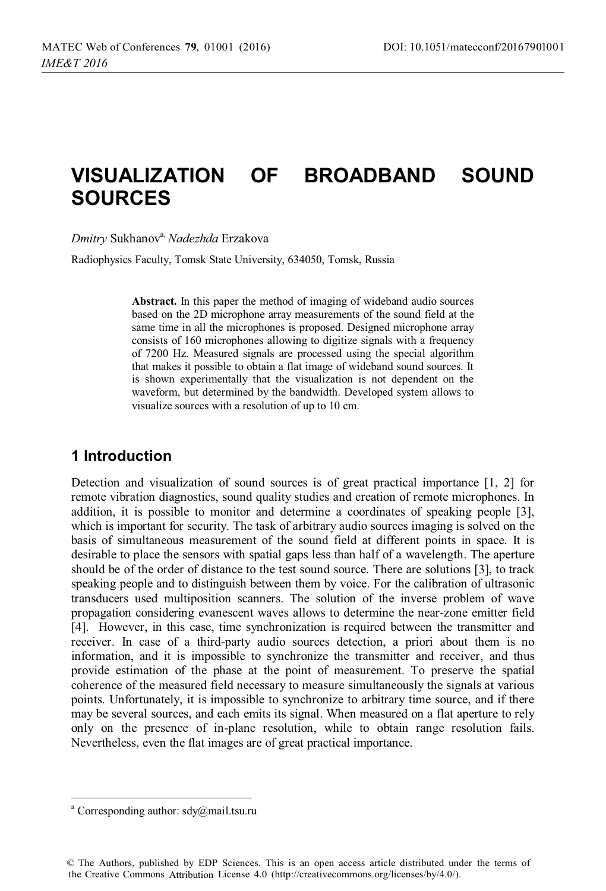# VISUALIZATION OF BROADBAND SOUND SOURCES

*Dmitry* Sukhanov[a], *Nadezhda* Erzakova

Radiophysics Faculty, Tomsk State University, 634050, Tomsk, Russia

**Abstract.** In this paper the method of imaging of wideband audio sources based on the 2D microphone array measurements of the sound field at the same time in all the microphones is proposed. Designed microphone array consists of 160 microphones allowing to digitize signals with a frequency of 7200 Hz. Measured signals are processed using the special algorithm that makes it possible to obtain a flat image of wideband sound sources. It is shown experimentally that the visualization is not dependent on the waveform, but determined by the bandwidth. Developed system allows to visualize sources with a resolution of up to 10 cm.

## 1 Introduction

Detection and visualization of sound sources is of great practical importance [1, 2] for remote vibration diagnostics, sound quality studies and creation of remote microphones. In addition, it is possible to monitor and determine a coordinates of speaking people [3], which is important for security. The task of arbitrary audio sources imaging is solved on the basis of simultaneous measurement of the sound field at different points in space. It is desirable to place the sensors with spatial gaps less than half of a wavelength. The aperture should be of the order of distance to the test sound source. There are solutions [3], to track speaking people and to distinguish between them by voice. For the calibration of ultrasonic transducers used multiposition scanners. The solution of the inverse problem of wave propagation considering evanescent waves allows to determine the near-zone emitter field [4]. However, in this case, time synchronization is required between the transmitter and receiver. In case of a third-party audio sources detection, a priori about them is no information, and it is impossible to synchronize the transmitter and receiver, and thus provide estimation of the phase at the point of measurement. To preserve the spatial coherence of the measured field necessary to measure simultaneously the signals at various points. Unfortunately, it is impossible to synchronize to arbitrary time source, and if there may be several sources, and each emits its signal. When measured on a flat aperture to rely only on the presence of in-plane resolution, while to obtain range resolution fails. Nevertheless, even the flat images are of great practical importance.

[a] Corresponding author: sdy@mail.tsu.ru

© The Authors, published by EDP Sciences. This is an open access article distributed under the terms of the Creative Commons Attribution License 4.0 (http://creativecommons.org/licenses/by/4.0/).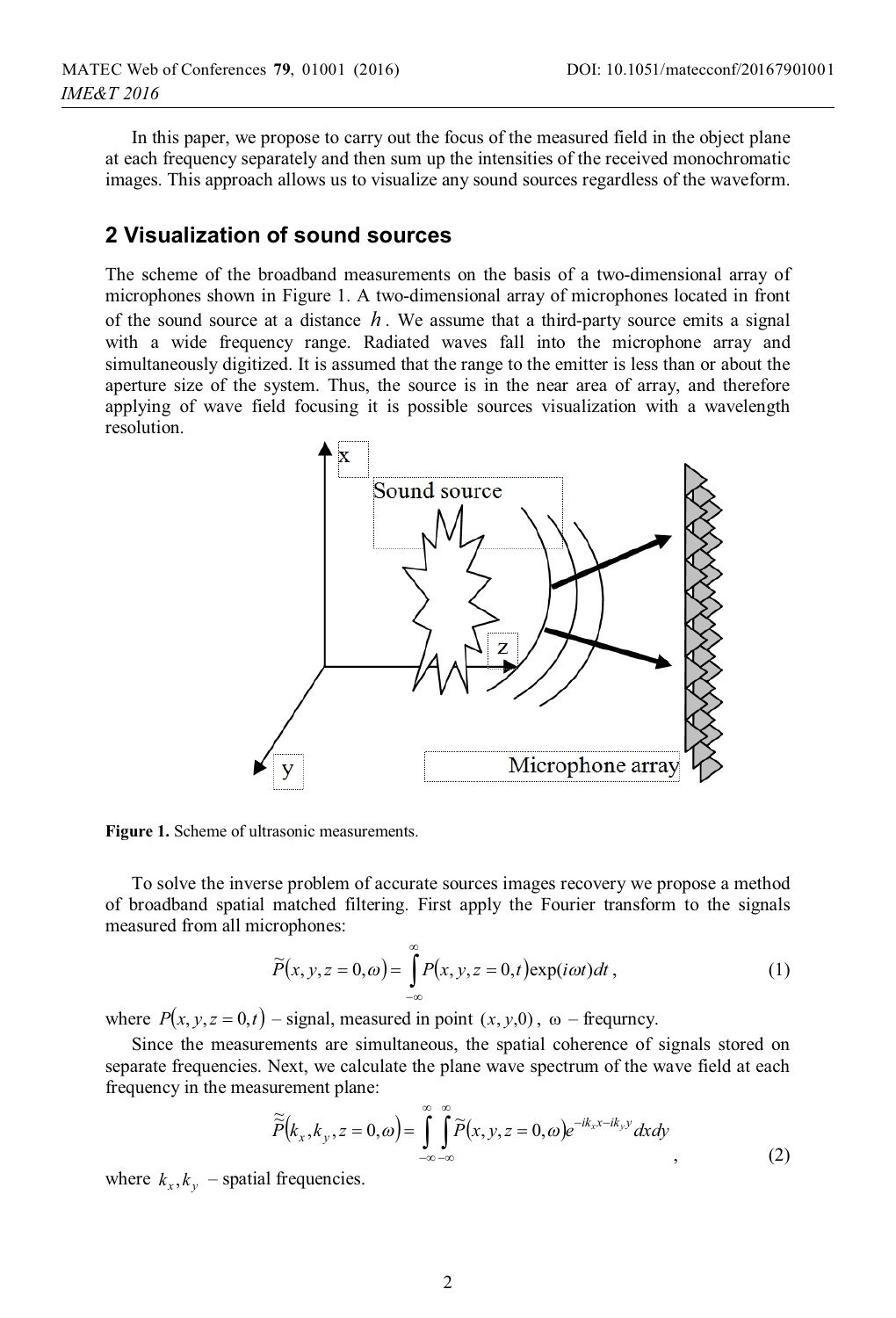In this paper, we propose to carry out the focus of the measured field in the object plane at each frequency separately and then sum up the intensities of the received monochromatic images. This approach allows us to visualize any sound sources regardless of the waveform.

## 2 Visualization of sound sources

The scheme of the broadband measurements on the basis of a two-dimensional array of microphones shown in Figure 1. A two-dimensional array of microphones located in front of the sound source at a distance $h$. We assume that a third-party source emits a signal with a wide frequency range. Radiated waves fall into the microphone array and simultaneously digitized. It is assumed that the range to the emitter is less than or about the aperture size of the system. Thus, the source is in the near area of array, and therefore applying of wave field focusing it is possible sources visualization with a wavelength resolution.

**Figure 1.** Scheme of ultrasonic measurements.

To solve the inverse problem of accurate sources images recovery we propose a method of broadband spatial matched filtering. First apply the Fourier transform to the signals measured from all microphones:

$$\tilde{P}(x, y, z = 0, \omega) = \int_{-\infty}^{\infty} P(x, y, z = 0, t)\exp(i\omega t)dt\,, \tag{1}$$

where $P(x, y, z = 0, t)$ – signal, measured in point $(x, y, 0)$, $\omega$ – frequrncy.

Since the measurements are simultaneous, the spatial coherence of signals stored on separate frequencies. Next, we calculate the plane wave spectrum of the wave field at each frequency in the measurement plane:

$$\tilde{\tilde{P}}(k_x, k_y, z = 0, \omega) = \int_{-\infty}^{\infty}\int_{-\infty}^{\infty} \tilde{P}(x, y, z = 0, \omega)e^{-ik_x x - ik_y y}dxdy\,, \tag{2}$$

where $k_x, k_y$ – spatial frequencies.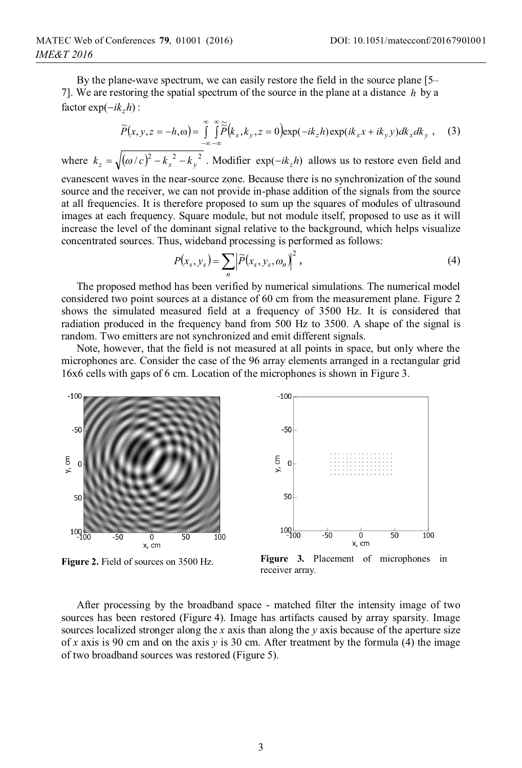By the plane-wave spectrum, we can easily restore the field in the source plane [5–7]. We are restoring the spatial spectrum of the source in the plane at a distance $h$ by a factor $\exp(-ik_z h)$:

$$\tilde{P}(x, y, z = -h, \omega) = \int_{-\infty}^{\infty}\int_{-\infty}^{\infty} \tilde{\tilde{P}}(k_x, k_y, z = 0)\exp(-ik_z h)\exp(ik_x x + ik_y y)dk_x dk_y \ , \quad (3)$$

where $k_z = \sqrt{(\omega / c)^2 - k_x^{\ 2} - k_y^{\ 2}}$. Modifier $\exp(-ik_z h)$ allows us to restore even field and evanescent waves in the near-source zone. Because there is no synchronization of the sound source and the receiver, we can not provide in-phase addition of the signals from the source at all frequencies. It is therefore proposed to sum up the squares of modules of ultrasound images at each frequency. Square module, but not module itself, proposed to use as it will increase the level of the dominant signal relative to the background, which helps visualize concentrated sources. Thus, wideband processing is performed as follows:

$$P(x_s, y_s) = \sum_n \left|\tilde{P}(x_s, y_s, \omega_n)\right|^2, \quad (4)$$

The proposed method has been verified by numerical simulations. The numerical model considered two point sources at a distance of 60 cm from the measurement plane. Figure 2 shows the simulated measured field at a frequency of 3500 Hz. It is considered that radiation produced in the frequency band from 500 Hz to 3500. A shape of the signal is random. Two emitters are not synchronized and emit different signals.

Note, however, that the field is not measured at all points in space, but only where the microphones are. Consider the case of the 96 array elements arranged in a rectangular grid 16x6 cells with gaps of 6 cm. Location of the microphones is shown in Figure 3.

**Figure 2.** Field of sources on 3500 Hz.

**Figure 3.** Placement of microphones in receiver array.

After processing by the broadband space - matched filter the intensity image of two sources has been restored (Figure 4). Image has artifacts caused by array sparsity. Image sources localized stronger along the $x$ axis than along the $y$ axis because of the aperture size of $x$ axis is 90 cm and on the axis $y$ is 30 cm. After treatment by the formula (4) the image of two broadband sources was restored (Figure 5).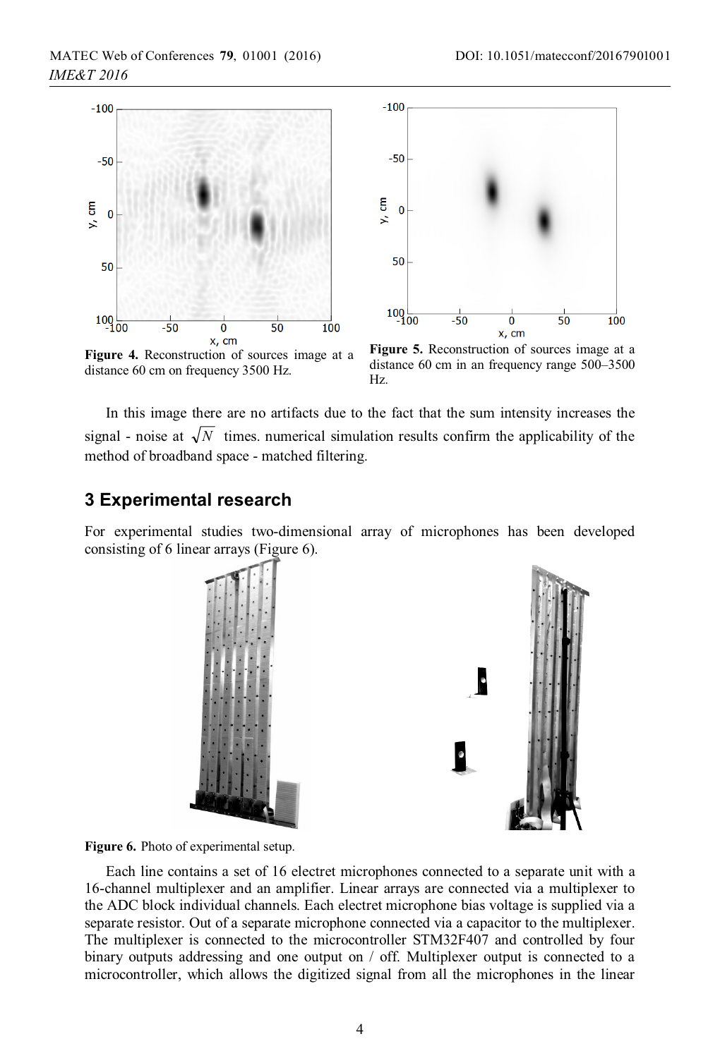Figure 4. Reconstruction of sources image at a distance 60 cm on frequency 3500 Hz.

Figure 5. Reconstruction of sources image at a distance 60 cm in an frequency range 500–3500 Hz.

In this image there are no artifacts due to the fact that the sum intensity increases the signal - noise at $\sqrt{N}$ times. numerical simulation results confirm the applicability of the method of broadband space - matched filtering.

## 3 Experimental research

For experimental studies two-dimensional array of microphones has been developed consisting of 6 linear arrays (Figure 6).

**Figure 6.** Photo of experimental setup.

Each line contains a set of 16 electret microphones connected to a separate unit with a 16-channel multiplexer and an amplifier. Linear arrays are connected via a multiplexer to the ADC block individual channels. Each electret microphone bias voltage is supplied via a separate resistor. Out of a separate microphone connected via a capacitor to the multiplexer. The multiplexer is connected to the microcontroller STM32F407 and controlled by four binary outputs addressing and one output on / off. Multiplexer output is connected to a microcontroller, which allows the digitized signal from all the microphones in the linear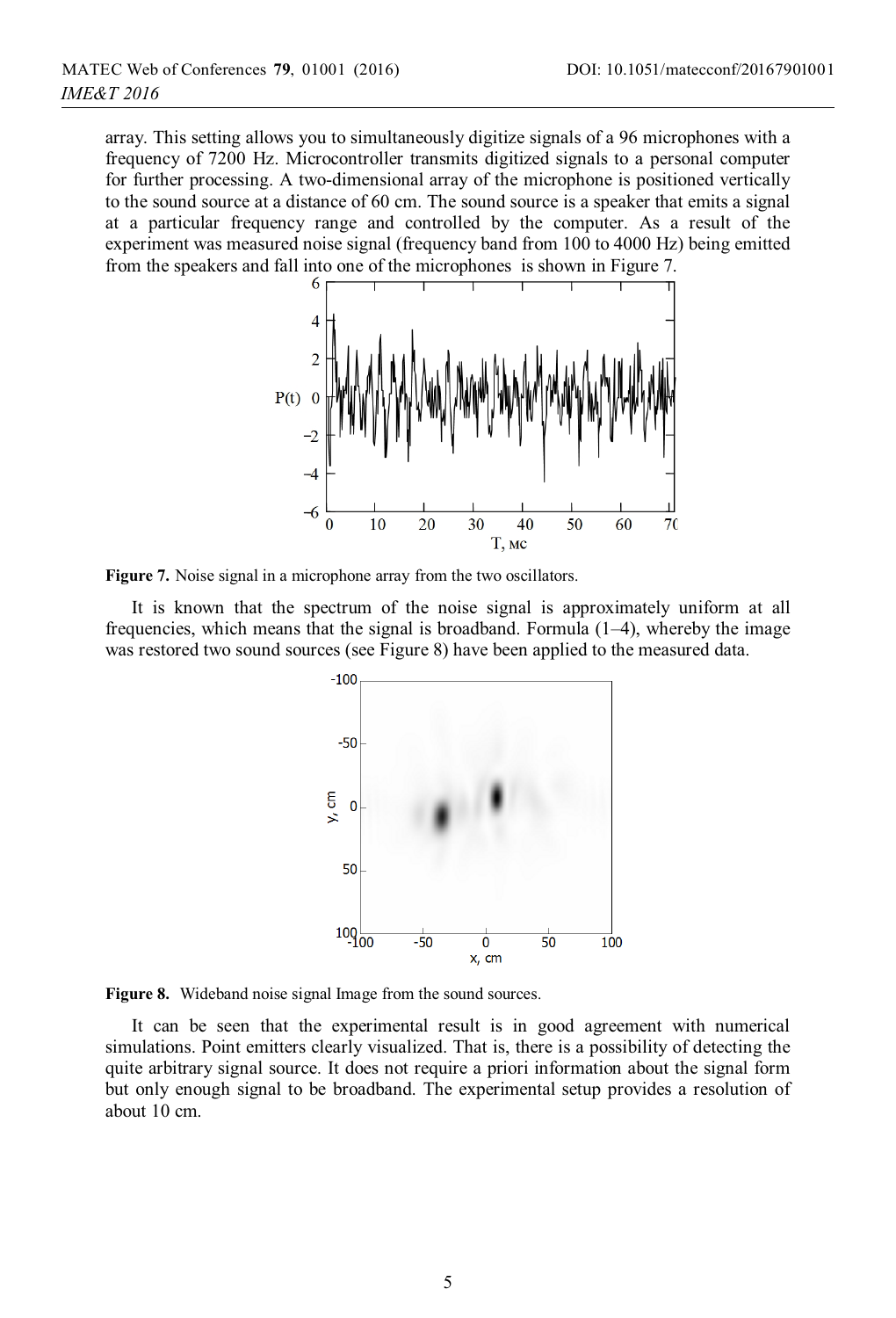array. This setting allows you to simultaneously digitize signals of a 96 microphones with a frequency of 7200 Hz. Microcontroller transmits digitized signals to a personal computer for further processing. A two-dimensional array of the microphone is positioned vertically to the sound source at a distance of 60 cm. The sound source is a speaker that emits a signal at a particular frequency range and controlled by the computer. As a result of the experiment was measured noise signal (frequency band from 100 to 4000 Hz) being emitted from the speakers and fall into one of the microphones is shown in Figure 7.

**Figure 7.** Noise signal in a microphone array from the two oscillators.

It is known that the spectrum of the noise signal is approximately uniform at all frequencies, which means that the signal is broadband. Formula (1–4), whereby the image was restored two sound sources (see Figure 8) have been applied to the measured data.

**Figure 8.** Wideband noise signal Image from the sound sources.

It can be seen that the experimental result is in good agreement with numerical simulations. Point emitters clearly visualized. That is, there is a possibility of detecting the quite arbitrary signal source. It does not require a priori information about the signal form but only enough signal to be broadband. The experimental setup provides a resolution of about 10 cm.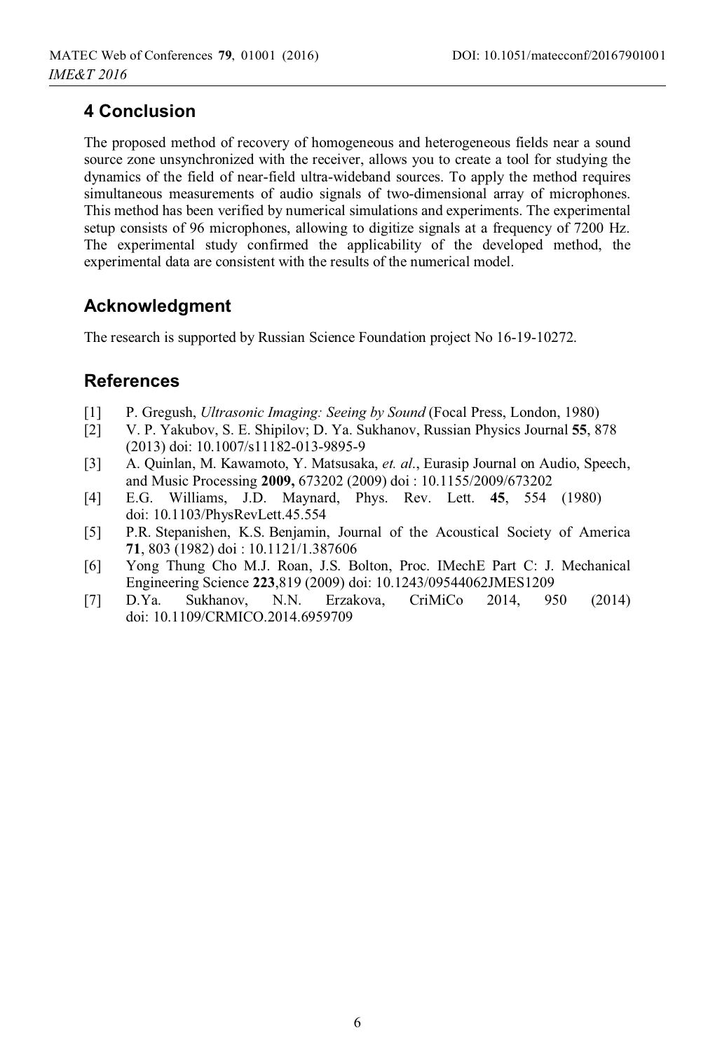## 4 Conclusion

The proposed method of recovery of homogeneous and heterogeneous fields near a sound source zone unsynchronized with the receiver, allows you to create a tool for studying the dynamics of the field of near-field ultra-wideband sources. To apply the method requires simultaneous measurements of audio signals of two-dimensional array of microphones. This method has been verified by numerical simulations and experiments. The experimental setup consists of 96 microphones, allowing to digitize signals at a frequency of 7200 Hz. The experimental study confirmed the applicability of the developed method, the experimental data are consistent with the results of the numerical model.

## Acknowledgment

The research is supported by Russian Science Foundation project No 16-19-10272.

## References

[1] P. Gregush, *Ultrasonic Imaging: Seeing by Sound* (Focal Press, London, 1980)

[2] V. P. Yakubov, S. E. Shipilov; D. Ya. Sukhanov, Russian Physics Journal **55**, 878 (2013) doi: 10.1007/s11182-013-9895-9

[3] A. Quinlan, M. Kawamoto, Y. Matsusaka, *et. al.*, Eurasip Journal on Audio, Speech, and Music Processing **2009,** 673202 (2009) doi : 10.1155/2009/673202

[4] E.G. Williams, J.D. Maynard, Phys. Rev. Lett. **45**, 554 (1980) doi: 10.1103/PhysRevLett.45.554

[5] P.R. Stepanishen, K.S. Benjamin, Journal of the Acoustical Society of America **71**, 803 (1982) doi : 10.1121/1.387606

[6] Yong Thung Cho M.J. Roan, J.S. Bolton, Proc. IMechE Part C: J. Mechanical Engineering Science **223**,819 (2009) doi: 10.1243/09544062JMES1209

[7] D.Ya. Sukhanov, N.N. Erzakova, CriMiCo 2014, 950 (2014) doi: 10.1109/CRMICO.2014.6959709